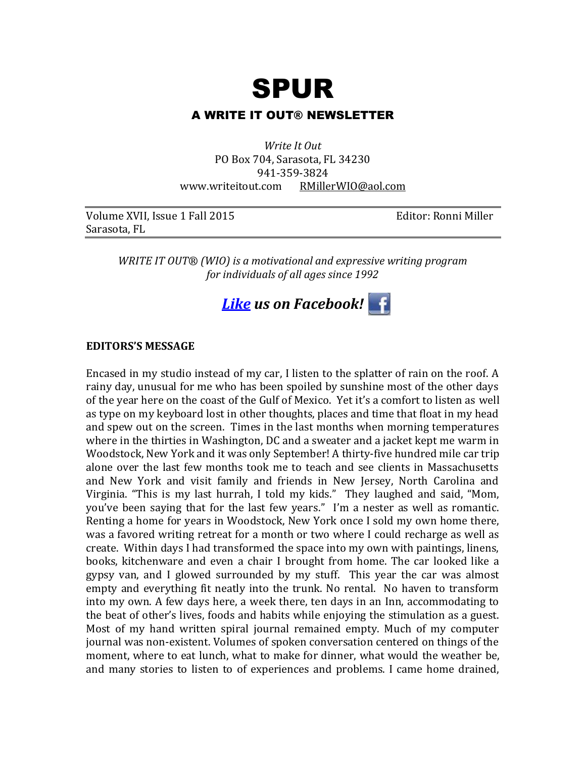# SPUR

## A WRITE IT OUT® NEWSLETTER

*Write It Out*
PO Box 704, Sarasota, FL 34230
941-359-3824
www.writeitout.com RMillerWIO@aol.com

Volume XVII, Issue 1 Fall 2015 Editor: Ronni Miller
Sarasota, FL

*WRITE IT OUT® (WIO) is a motivational and expressive writing program for individuals of all ages since 1992*

***Like* us on Facebook!**

**EDITORS'S MESSAGE**

Encased in my studio instead of my car, I listen to the splatter of rain on the roof. A rainy day, unusual for me who has been spoiled by sunshine most of the other days of the year here on the coast of the Gulf of Mexico. Yet it's a comfort to listen as well as type on my keyboard lost in other thoughts, places and time that float in my head and spew out on the screen. Times in the last months when morning temperatures where in the thirties in Washington, DC and a sweater and a jacket kept me warm in Woodstock, New York and it was only September! A thirty-five hundred mile car trip alone over the last few months took me to teach and see clients in Massachusetts and New York and visit family and friends in New Jersey, North Carolina and Virginia. "This is my last hurrah, I told my kids." They laughed and said, "Mom, you've been saying that for the last few years." I'm a nester as well as romantic. Renting a home for years in Woodstock, New York once I sold my own home there, was a favored writing retreat for a month or two where I could recharge as well as create. Within days I had transformed the space into my own with paintings, linens, books, kitchenware and even a chair I brought from home. The car looked like a gypsy van, and I glowed surrounded by my stuff. This year the car was almost empty and everything fit neatly into the trunk. No rental. No haven to transform into my own. A few days here, a week there, ten days in an Inn, accommodating to the beat of other's lives, foods and habits while enjoying the stimulation as a guest. Most of my hand written spiral journal remained empty. Much of my computer journal was non-existent. Volumes of spoken conversation centered on things of the moment, where to eat lunch, what to make for dinner, what would the weather be, and many stories to listen to of experiences and problems. I came home drained,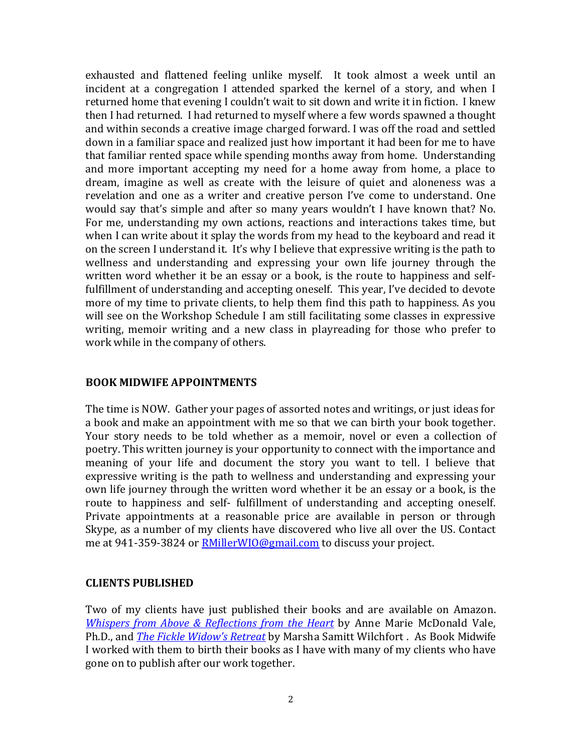exhausted and flattened feeling unlike myself. It took almost a week until an incident at a congregation I attended sparked the kernel of a story, and when I returned home that evening I couldn't wait to sit down and write it in fiction. I knew then I had returned. I had returned to myself where a few words spawned a thought and within seconds a creative image charged forward. I was off the road and settled down in a familiar space and realized just how important it had been for me to have that familiar rented space while spending months away from home. Understanding and more important accepting my need for a home away from home, a place to dream, imagine as well as create with the leisure of quiet and aloneness was a revelation and one as a writer and creative person I've come to understand. One would say that's simple and after so many years wouldn't I have known that? No. For me, understanding my own actions, reactions and interactions takes time, but when I can write about it splay the words from my head to the keyboard and read it on the screen I understand it. It's why I believe that expressive writing is the path to wellness and understanding and expressing your own life journey through the written word whether it be an essay or a book, is the route to happiness and self-fulfillment of understanding and accepting oneself. This year, I've decided to devote more of my time to private clients, to help them find this path to happiness. As you will see on the Workshop Schedule I am still facilitating some classes in expressive writing, memoir writing and a new class in playreading for those who prefer to work while in the company of others.

**BOOK MIDWIFE APPOINTMENTS**

The time is NOW. Gather your pages of assorted notes and writings, or just ideas for a book and make an appointment with me so that we can birth your book together. Your story needs to be told whether as a memoir, novel or even a collection of poetry. This written journey is your opportunity to connect with the importance and meaning of your life and document the story you want to tell. I believe that expressive writing is the path to wellness and understanding and expressing your own life journey through the written word whether it be an essay or a book, is the route to happiness and self- fulfillment of understanding and accepting oneself. Private appointments at a reasonable price are available in person or through Skype, as a number of my clients have discovered who live all over the US. Contact me at 941-359-3824 or RMillerWIO@gmail.com to discuss your project.

**CLIENTS PUBLISHED**

Two of my clients have just published their books and are available on Amazon. *Whispers from Above & Reflections from the Heart* by Anne Marie McDonald Vale, Ph.D., and *The Fickle Widow's Retreat* by Marsha Samitt Wilchfort . As Book Midwife I worked with them to birth their books as I have with many of my clients who have gone on to publish after our work together.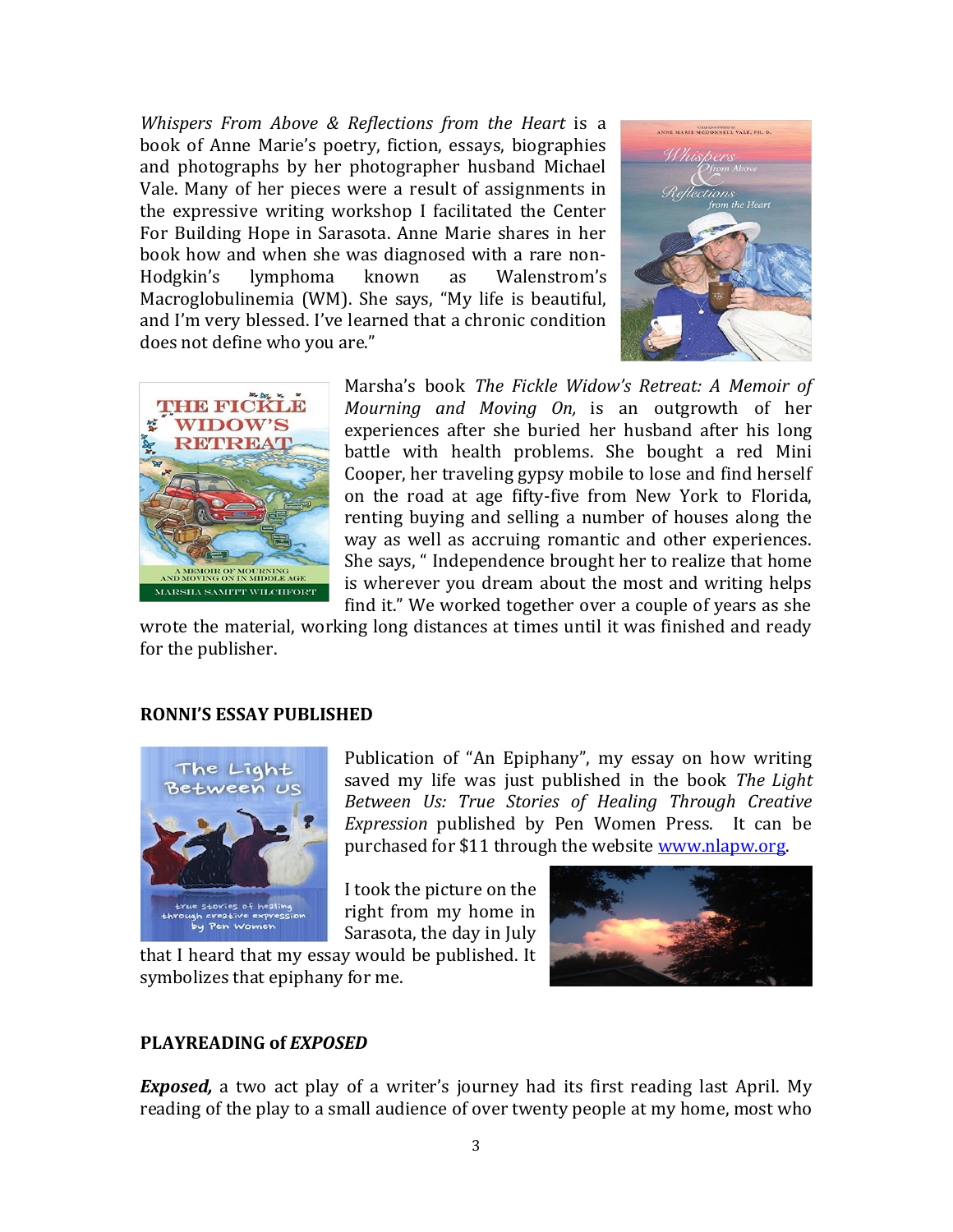*Whispers From Above & Reflections from the Heart* is a book of Anne Marie's poetry, fiction, essays, biographies and photographs by her photographer husband Michael Vale. Many of her pieces were a result of assignments in the expressive writing workshop I facilitated the Center For Building Hope in Sarasota. Anne Marie shares in her book how and when she was diagnosed with a rare non-Hodgkin's lymphoma known as Walenstrom's Macroglobulinemia (WM). She says, "My life is beautiful, and I'm very blessed. I've learned that a chronic condition does not define who you are."

Marsha's book *The Fickle Widow's Retreat: A Memoir of Mourning and Moving On,* is an outgrowth of her experiences after she buried her husband after his long battle with health problems. She bought a red Mini Cooper, her traveling gypsy mobile to lose and find herself on the road at age fifty-five from New York to Florida, renting buying and selling a number of houses along the way as well as accruing romantic and other experiences. She says, " Independence brought her to realize that home is wherever you dream about the most and writing helps find it." We worked together over a couple of years as she wrote the material, working long distances at times until it was finished and ready for the publisher.

**RONNI'S ESSAY PUBLISHED**

Publication of "An Epiphany", my essay on how writing saved my life was just published in the book *The Light Between Us: True Stories of Healing Through Creative Expression* published by Pen Women Press. It can be purchased for $11 through the website www.nlapw.org.

I took the picture on the right from my home in Sarasota, the day in July that I heard that my essay would be published. It symbolizes that epiphany for me.

**PLAYREADING of *EXPOSED***

***Exposed,*** a two act play of a writer's journey had its first reading last April. My reading of the play to a small audience of over twenty people at my home, most who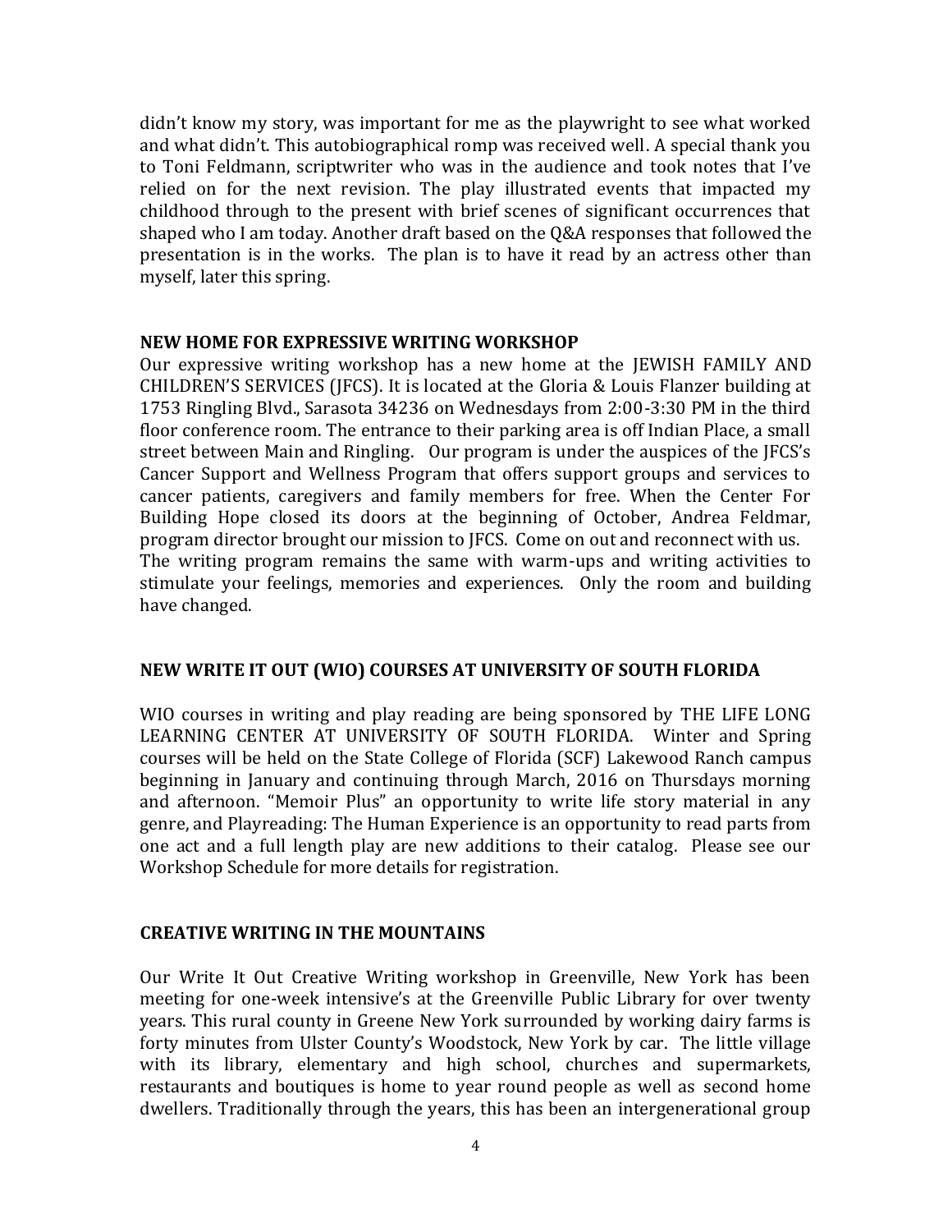didn't know my story, was important for me as the playwright to see what worked and what didn't. This autobiographical romp was received well. A special thank you to Toni Feldmann, scriptwriter who was in the audience and took notes that I've relied on for the next revision. The play illustrated events that impacted my childhood through to the present with brief scenes of significant occurrences that shaped who I am today. Another draft based on the Q&A responses that followed the presentation is in the works. The plan is to have it read by an actress other than myself, later this spring.

### NEW HOME FOR EXPRESSIVE WRITING WORKSHOP

Our expressive writing workshop has a new home at the JEWISH FAMILY AND CHILDREN'S SERVICES (JFCS). It is located at the Gloria & Louis Flanzer building at 1753 Ringling Blvd., Sarasota 34236 on Wednesdays from 2:00-3:30 PM in the third floor conference room. The entrance to their parking area is off Indian Place, a small street between Main and Ringling. Our program is under the auspices of the JFCS's Cancer Support and Wellness Program that offers support groups and services to cancer patients, caregivers and family members for free. When the Center For Building Hope closed its doors at the beginning of October, Andrea Feldmar, program director brought our mission to JFCS. Come on out and reconnect with us. The writing program remains the same with warm-ups and writing activities to stimulate your feelings, memories and experiences. Only the room and building have changed.

### NEW WRITE IT OUT (WIO) COURSES AT UNIVERSITY OF SOUTH FLORIDA

WIO courses in writing and play reading are being sponsored by THE LIFE LONG LEARNING CENTER AT UNIVERSITY OF SOUTH FLORIDA. Winter and Spring courses will be held on the State College of Florida (SCF) Lakewood Ranch campus beginning in January and continuing through March, 2016 on Thursdays morning and afternoon. "Memoir Plus" an opportunity to write life story material in any genre, and Playreading: The Human Experience is an opportunity to read parts from one act and a full length play are new additions to their catalog. Please see our Workshop Schedule for more details for registration.

### CREATIVE WRITING IN THE MOUNTAINS

Our Write It Out Creative Writing workshop in Greenville, New York has been meeting for one-week intensive's at the Greenville Public Library for over twenty years. This rural county in Greene New York surrounded by working dairy farms is forty minutes from Ulster County's Woodstock, New York by car. The little village with its library, elementary and high school, churches and supermarkets, restaurants and boutiques is home to year round people as well as second home dwellers. Traditionally through the years, this has been an intergenerational group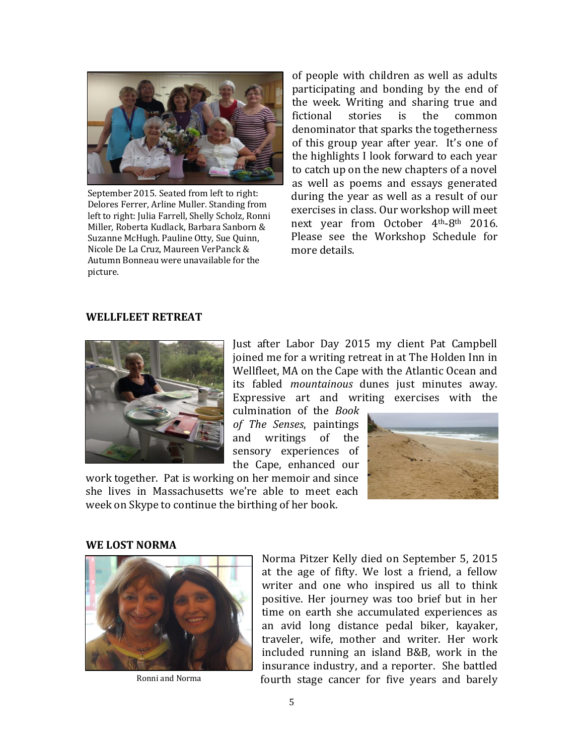September 2015. Seated from left to right: Delores Ferrer, Arline Muller. Standing from left to right: Julia Farrell, Shelly Scholz, Ronni Miller, Roberta Kudlack, Barbara Sanborn & Suzanne McHugh. Pauline Otty, Sue Quinn, Nicole De La Cruz, Maureen VerPanck & Autumn Bonneau were unavailable for the picture.

of people with children as well as adults participating and bonding by the end of the week. Writing and sharing true and fictional stories is the common denominator that sparks the togetherness of this group year after year. It's one of the highlights I look forward to each year to catch up on the new chapters of a novel as well as poems and essays generated during the year as well as a result of our exercises in class. Our workshop will meet next year from October 4th-8th 2016. Please see the Workshop Schedule for more details.

**WELLFLEET RETREAT**

Just after Labor Day 2015 my client Pat Campbell joined me for a writing retreat in at The Holden Inn in Wellfleet, MA on the Cape with the Atlantic Ocean and its fabled *mountainous* dunes just minutes away. Expressive art and writing exercises with the culmination of the *Book of The Senses*, paintings and writings of the sensory experiences of the Cape, enhanced our work together. Pat is working on her memoir and since she lives in Massachusetts we're able to meet each week on Skype to continue the birthing of her book.

**WE LOST NORMA**

Ronni and Norma

Norma Pitzer Kelly died on September 5, 2015 at the age of fifty. We lost a friend, a fellow writer and one who inspired us all to think positive. Her journey was too brief but in her time on earth she accumulated experiences as an avid long distance pedal biker, kayaker, traveler, wife, mother and writer. Her work included running an island B&B, work in the insurance industry, and a reporter. She battled fourth stage cancer for five years and barely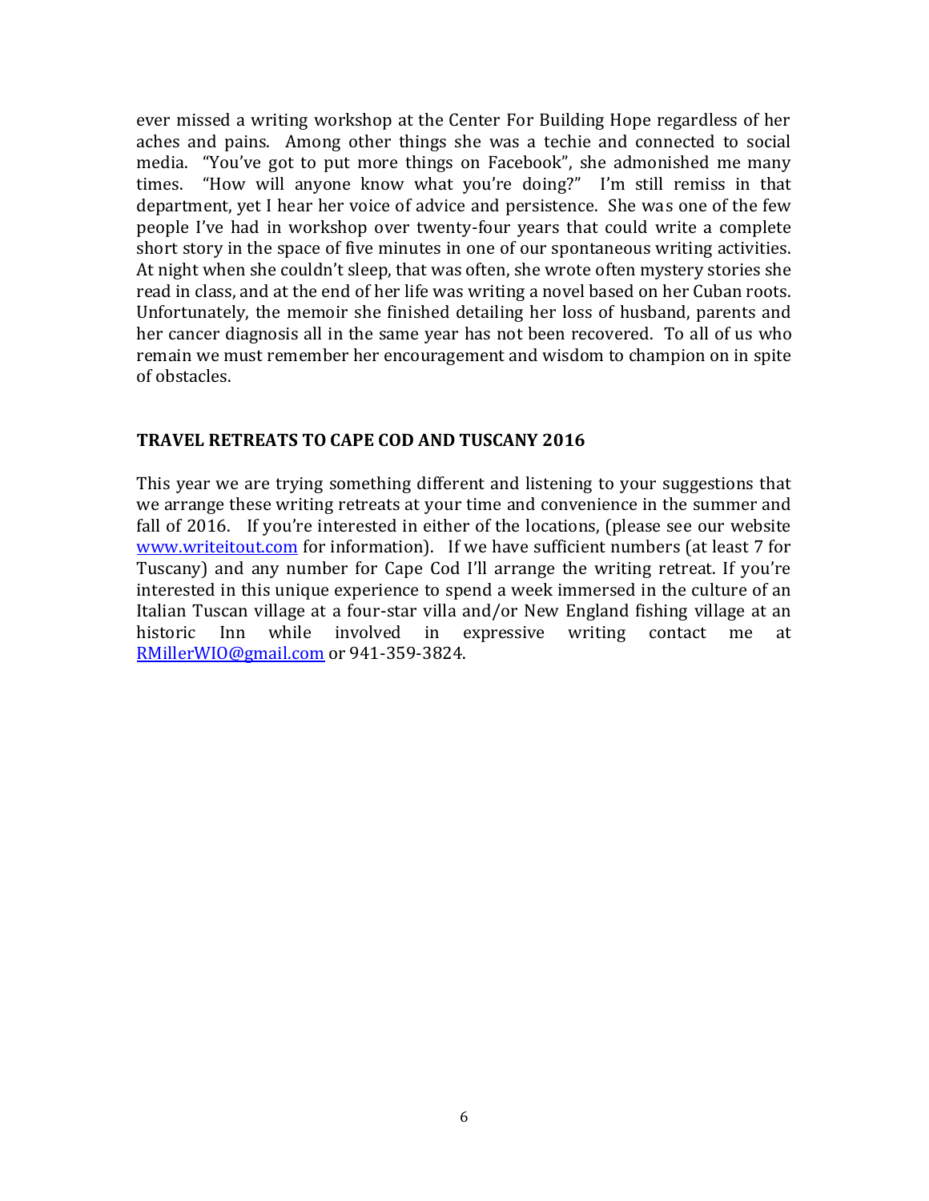ever missed a writing workshop at the Center For Building Hope regardless of her aches and pains. Among other things she was a techie and connected to social media. "You've got to put more things on Facebook", she admonished me many times. "How will anyone know what you're doing?" I'm still remiss in that department, yet I hear her voice of advice and persistence. She was one of the few people I've had in workshop over twenty-four years that could write a complete short story in the space of five minutes in one of our spontaneous writing activities. At night when she couldn't sleep, that was often, she wrote often mystery stories she read in class, and at the end of her life was writing a novel based on her Cuban roots. Unfortunately, the memoir she finished detailing her loss of husband, parents and her cancer diagnosis all in the same year has not been recovered. To all of us who remain we must remember her encouragement and wisdom to champion on in spite of obstacles.

## TRAVEL RETREATS TO CAPE COD AND TUSCANY 2016

This year we are trying something different and listening to your suggestions that we arrange these writing retreats at your time and convenience in the summer and fall of 2016. If you're interested in either of the locations, (please see our website [www.writeitout.com](http://www.writeitout.com) for information). If we have sufficient numbers (at least 7 for Tuscany) and any number for Cape Cod I'll arrange the writing retreat. If you're interested in this unique experience to spend a week immersed in the culture of an Italian Tuscan village at a four-star villa and/or New England fishing village at an historic Inn while involved in expressive writing contact me at [RMillerWIO@gmail.com](mailto:RMillerWIO@gmail.com) or 941-359-3824.